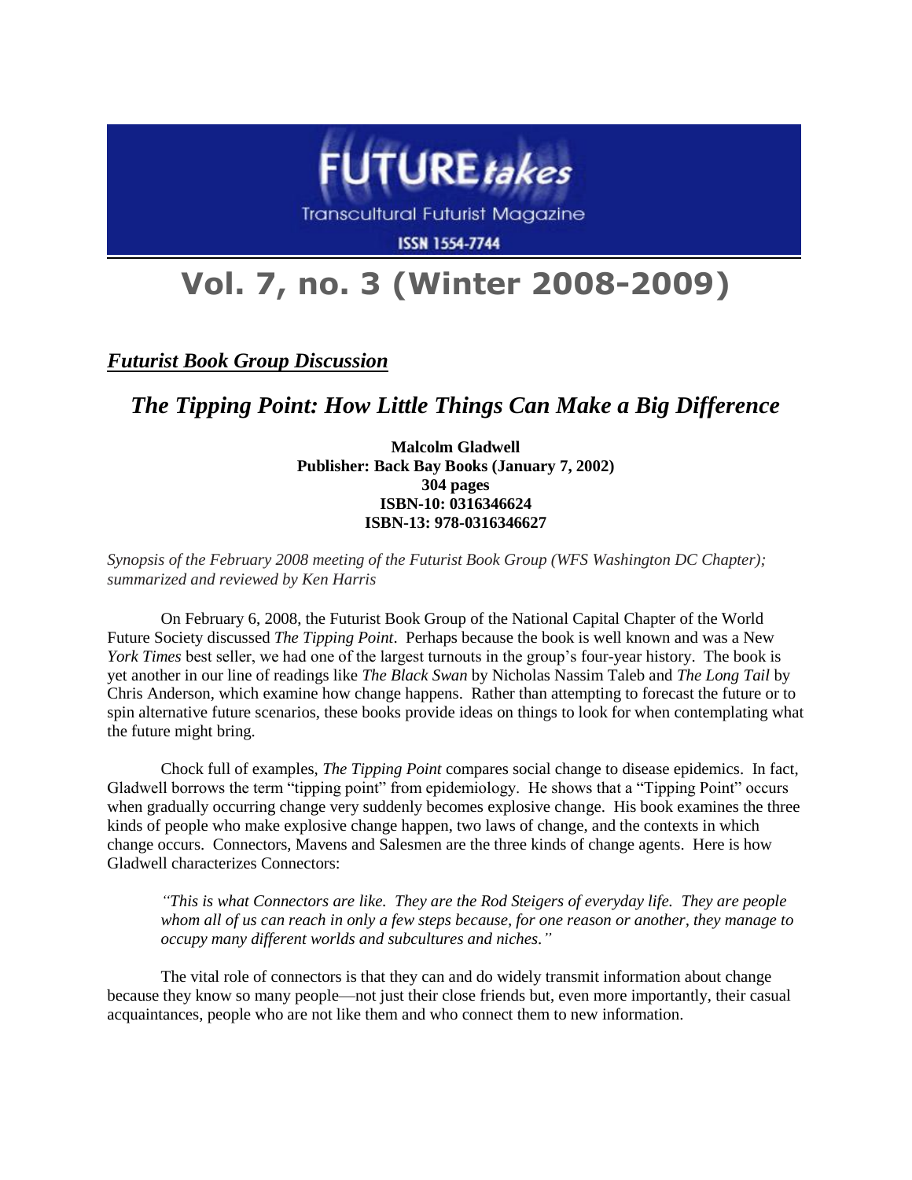FUTURE*takes*

Transcultural Futurist Magazine

ISSN 1554-7744

# Vol. 7, no. 3 (Winter 2008-2009)

## ***Futurist Book Group Discussion***

## *The Tipping Point: How Little Things Can Make a Big Difference*

**Malcolm Gladwell**
**Publisher: Back Bay Books (January 7, 2002)**
**304 pages**
**ISBN-10: 0316346624**
**ISBN-13: 978-0316346627**

*Synopsis of the February 2008 meeting of the Futurist Book Group (WFS Washington DC Chapter); summarized and reviewed by Ken Harris*

On February 6, 2008, the Futurist Book Group of the National Capital Chapter of the World Future Society discussed *The Tipping Point*. Perhaps because the book is well known and was a New *York Times* best seller, we had one of the largest turnouts in the group's four-year history. The book is yet another in our line of readings like *The Black Swan* by Nicholas Nassim Taleb and *The Long Tail* by Chris Anderson, which examine how change happens. Rather than attempting to forecast the future or to spin alternative future scenarios, these books provide ideas on things to look for when contemplating what the future might bring.

Chock full of examples, *The Tipping Point* compares social change to disease epidemics. In fact, Gladwell borrows the term "tipping point" from epidemiology. He shows that a "Tipping Point" occurs when gradually occurring change very suddenly becomes explosive change. His book examines the three kinds of people who make explosive change happen, two laws of change, and the contexts in which change occurs. Connectors, Mavens and Salesmen are the three kinds of change agents. Here is how Gladwell characterizes Connectors:

> *"This is what Connectors are like. They are the Rod Steigers of everyday life. They are people whom all of us can reach in only a few steps because, for one reason or another, they manage to occupy many different worlds and subcultures and niches."*

The vital role of connectors is that they can and do widely transmit information about change because they know so many people—not just their close friends but, even more importantly, their casual acquaintances, people who are not like them and who connect them to new information.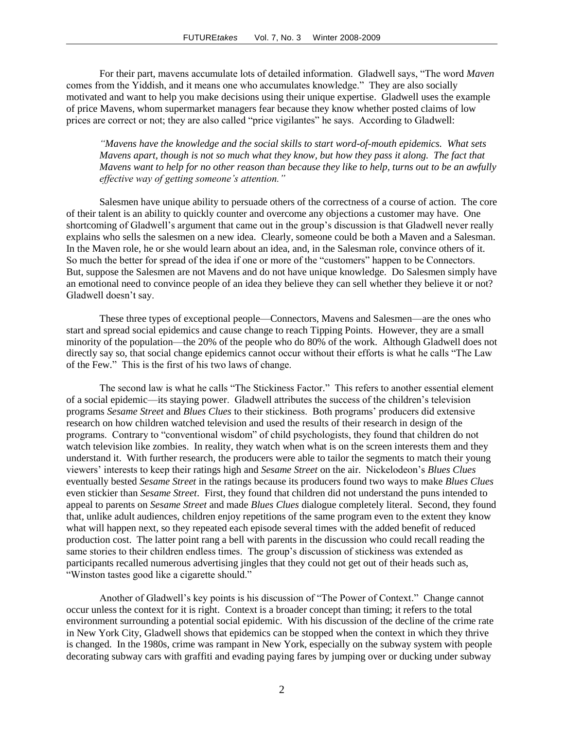For their part, mavens accumulate lots of detailed information. Gladwell says, "The word *Maven* comes from the Yiddish, and it means one who accumulates knowledge." They are also socially motivated and want to help you make decisions using their unique expertise. Gladwell uses the example of price Mavens, whom supermarket managers fear because they know whether posted claims of low prices are correct or not; they are also called "price vigilantes" he says. According to Gladwell:

> *"Mavens have the knowledge and the social skills to start word-of-mouth epidemics. What sets Mavens apart, though is not so much what they know, but how they pass it along. The fact that Mavens want to help for no other reason than because they like to help, turns out to be an awfully effective way of getting someone's attention."*

Salesmen have unique ability to persuade others of the correctness of a course of action. The core of their talent is an ability to quickly counter and overcome any objections a customer may have. One shortcoming of Gladwell's argument that came out in the group's discussion is that Gladwell never really explains who sells the salesmen on a new idea. Clearly, someone could be both a Maven and a Salesman. In the Maven role, he or she would learn about an idea, and, in the Salesman role, convince others of it. So much the better for spread of the idea if one or more of the "customers" happen to be Connectors. But, suppose the Salesmen are not Mavens and do not have unique knowledge. Do Salesmen simply have an emotional need to convince people of an idea they believe they can sell whether they believe it or not? Gladwell doesn't say.

These three types of exceptional people—Connectors, Mavens and Salesmen—are the ones who start and spread social epidemics and cause change to reach Tipping Points. However, they are a small minority of the population—the 20% of the people who do 80% of the work. Although Gladwell does not directly say so, that social change epidemics cannot occur without their efforts is what he calls "The Law of the Few." This is the first of his two laws of change.

The second law is what he calls "The Stickiness Factor." This refers to another essential element of a social epidemic—its staying power. Gladwell attributes the success of the children's television programs *Sesame Street* and *Blues Clues* to their stickiness. Both programs' producers did extensive research on how children watched television and used the results of their research in design of the programs. Contrary to "conventional wisdom" of child psychologists, they found that children do not watch television like zombies. In reality, they watch when what is on the screen interests them and they understand it. With further research, the producers were able to tailor the segments to match their young viewers' interests to keep their ratings high and *Sesame Street* on the air. Nickelodeon's *Blues Clues* eventually bested *Sesame Street* in the ratings because its producers found two ways to make *Blues Clues* even stickier than *Sesame Street*. First, they found that children did not understand the puns intended to appeal to parents on *Sesame Street* and made *Blues Clues* dialogue completely literal. Second, they found that, unlike adult audiences, children enjoy repetitions of the same program even to the extent they know what will happen next, so they repeated each episode several times with the added benefit of reduced production cost. The latter point rang a bell with parents in the discussion who could recall reading the same stories to their children endless times. The group's discussion of stickiness was extended as participants recalled numerous advertising jingles that they could not get out of their heads such as, "Winston tastes good like a cigarette should."

Another of Gladwell's key points is his discussion of "The Power of Context." Change cannot occur unless the context for it is right. Context is a broader concept than timing; it refers to the total environment surrounding a potential social epidemic. With his discussion of the decline of the crime rate in New York City, Gladwell shows that epidemics can be stopped when the context in which they thrive is changed. In the 1980s, crime was rampant in New York, especially on the subway system with people decorating subway cars with graffiti and evading paying fares by jumping over or ducking under subway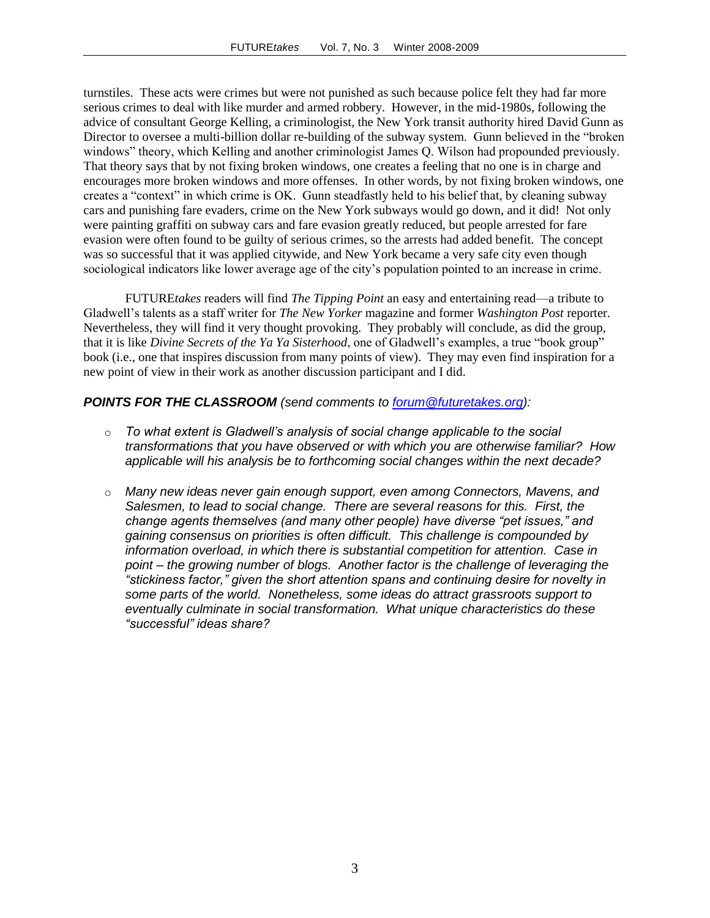turnstiles. These acts were crimes but were not punished as such because police felt they had far more serious crimes to deal with like murder and armed robbery. However, in the mid-1980s, following the advice of consultant George Kelling, a criminologist, the New York transit authority hired David Gunn as Director to oversee a multi-billion dollar re-building of the subway system. Gunn believed in the "broken windows" theory, which Kelling and another criminologist James Q. Wilson had propounded previously. That theory says that by not fixing broken windows, one creates a feeling that no one is in charge and encourages more broken windows and more offenses. In other words, by not fixing broken windows, one creates a "context" in which crime is OK. Gunn steadfastly held to his belief that, by cleaning subway cars and punishing fare evaders, crime on the New York subways would go down, and it did! Not only were painting graffiti on subway cars and fare evasion greatly reduced, but people arrested for fare evasion were often found to be guilty of serious crimes, so the arrests had added benefit. The concept was so successful that it was applied citywide, and New York became a very safe city even though sociological indicators like lower average age of the city's population pointed to an increase in crime.

FUTURE*takes* readers will find *The Tipping Point* an easy and entertaining read—a tribute to Gladwell's talents as a staff writer for *The New Yorker* magazine and former *Washington Post* reporter. Nevertheless, they will find it very thought provoking. They probably will conclude, as did the group, that it is like *Divine Secrets of the Ya Ya Sisterhood*, one of Gladwell's examples, a true "book group" book (i.e., one that inspires discussion from many points of view). They may even find inspiration for a new point of view in their work as another discussion participant and I did.

***POINTS FOR THE CLASSROOM*** *(send comments to [forum@futuretakes.org](mailto:forum@futuretakes.org)):*

- *To what extent is Gladwell's analysis of social change applicable to the social transformations that you have observed or with which you are otherwise familiar? How applicable will his analysis be to forthcoming social changes within the next decade?*
- *Many new ideas never gain enough support, even among Connectors, Mavens, and Salesmen, to lead to social change. There are several reasons for this. First, the change agents themselves (and many other people) have diverse "pet issues," and gaining consensus on priorities is often difficult. This challenge is compounded by information overload, in which there is substantial competition for attention. Case in point – the growing number of blogs. Another factor is the challenge of leveraging the "stickiness factor," given the short attention spans and continuing desire for novelty in some parts of the world. Nonetheless, some ideas do attract grassroots support to eventually culminate in social transformation. What unique characteristics do these "successful" ideas share?*